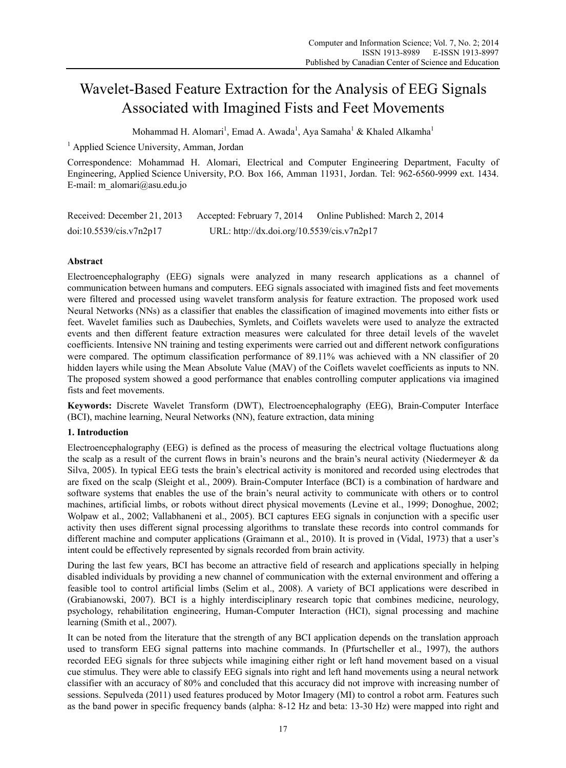# Wavelet-Based Feature Extraction for the Analysis of EEG Signals Associated with Imagined Fists and Feet Movements

Mohammad H. Alomari[1], Emad A. Awada[1], Aya Samaha[1] & Khaled Alkamha[1]

[1] Applied Science University, Amman, Jordan

Correspondence: Mohammad H. Alomari, Electrical and Computer Engineering Department, Faculty of Engineering, Applied Science University, P.O. Box 166, Amman 11931, Jordan. Tel: 962-6560-9999 ext. 1434. E-mail: m_alomari@asu.edu.jo

Received: December 21, 2013 Accepted: February 7, 2014 Online Published: March 2, 2014

doi:10.5539/cis.v7n2p17 URL: http://dx.doi.org/10.5539/cis.v7n2p17

## Abstract

Electroencephalography (EEG) signals were analyzed in many research applications as a channel of communication between humans and computers. EEG signals associated with imagined fists and feet movements were filtered and processed using wavelet transform analysis for feature extraction. The proposed work used Neural Networks (NNs) as a classifier that enables the classification of imagined movements into either fists or feet. Wavelet families such as Daubechies, Symlets, and Coiflets wavelets were used to analyze the extracted events and then different feature extraction measures were calculated for three detail levels of the wavelet coefficients. Intensive NN training and testing experiments were carried out and different network configurations were compared. The optimum classification performance of 89.11% was achieved with a NN classifier of 20 hidden layers while using the Mean Absolute Value (MAV) of the Coiflets wavelet coefficients as inputs to NN. The proposed system showed a good performance that enables controlling computer applications via imagined fists and feet movements.

**Keywords:** Discrete Wavelet Transform (DWT), Electroencephalography (EEG), Brain-Computer Interface (BCI), machine learning, Neural Networks (NN), feature extraction, data mining

## 1. Introduction

Electroencephalography (EEG) is defined as the process of measuring the electrical voltage fluctuations along the scalp as a result of the current flows in brain's neurons and the brain's neural activity (Niedermeyer & da Silva, 2005). In typical EEG tests the brain's electrical activity is monitored and recorded using electrodes that are fixed on the scalp (Sleight et al., 2009). Brain-Computer Interface (BCI) is a combination of hardware and software systems that enables the use of the brain's neural activity to communicate with others or to control machines, artificial limbs, or robots without direct physical movements (Levine et al., 1999; Donoghue, 2002; Wolpaw et al., 2002; Vallabhaneni et al., 2005). BCI captures EEG signals in conjunction with a specific user activity then uses different signal processing algorithms to translate these records into control commands for different machine and computer applications (Graimann et al., 2010). It is proved in (Vidal, 1973) that a user's intent could be effectively represented by signals recorded from brain activity.

During the last few years, BCI has become an attractive field of research and applications specially in helping disabled individuals by providing a new channel of communication with the external environment and offering a feasible tool to control artificial limbs (Selim et al., 2008). A variety of BCI applications were described in (Grabianowski, 2007). BCI is a highly interdisciplinary research topic that combines medicine, neurology, psychology, rehabilitation engineering, Human-Computer Interaction (HCI), signal processing and machine learning (Smith et al., 2007).

It can be noted from the literature that the strength of any BCI application depends on the translation approach used to transform EEG signal patterns into machine commands. In (Pfurtscheller et al., 1997), the authors recorded EEG signals for three subjects while imagining either right or left hand movement based on a visual cue stimulus. They were able to classify EEG signals into right and left hand movements using a neural network classifier with an accuracy of 80% and concluded that this accuracy did not improve with increasing number of sessions. Sepulveda (2011) used features produced by Motor Imagery (MI) to control a robot arm. Features such as the band power in specific frequency bands (alpha: 8-12 Hz and beta: 13-30 Hz) were mapped into right and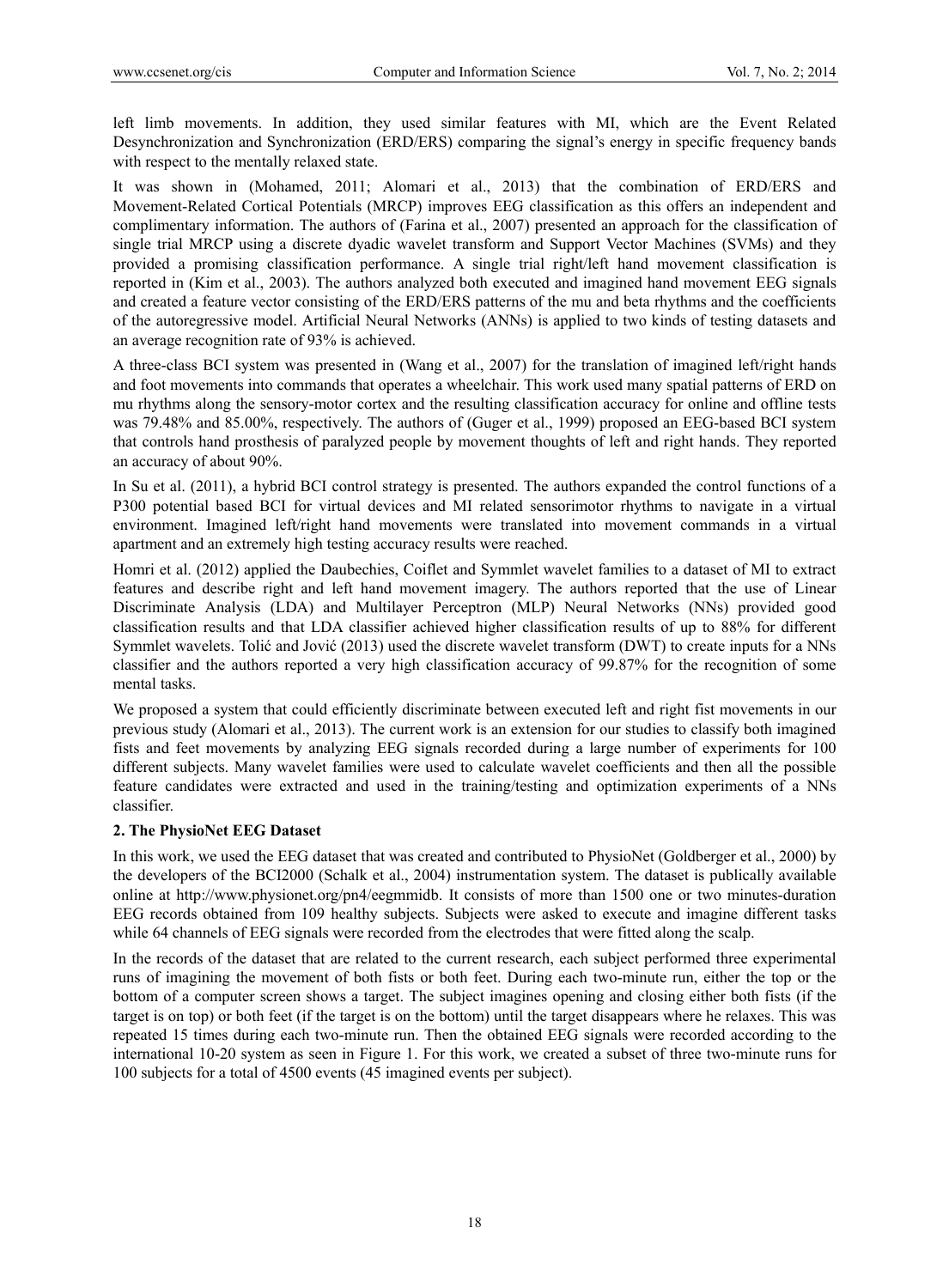left limb movements. In addition, they used similar features with MI, which are the Event Related Desynchronization and Synchronization (ERD/ERS) comparing the signal's energy in specific frequency bands with respect to the mentally relaxed state.

It was shown in (Mohamed, 2011; Alomari et al., 2013) that the combination of ERD/ERS and Movement-Related Cortical Potentials (MRCP) improves EEG classification as this offers an independent and complimentary information. The authors of (Farina et al., 2007) presented an approach for the classification of single trial MRCP using a discrete dyadic wavelet transform and Support Vector Machines (SVMs) and they provided a promising classification performance. A single trial right/left hand movement classification is reported in (Kim et al., 2003). The authors analyzed both executed and imagined hand movement EEG signals and created a feature vector consisting of the ERD/ERS patterns of the mu and beta rhythms and the coefficients of the autoregressive model. Artificial Neural Networks (ANNs) is applied to two kinds of testing datasets and an average recognition rate of 93% is achieved.

A three-class BCI system was presented in (Wang et al., 2007) for the translation of imagined left/right hands and foot movements into commands that operates a wheelchair. This work used many spatial patterns of ERD on mu rhythms along the sensory-motor cortex and the resulting classification accuracy for online and offline tests was 79.48% and 85.00%, respectively. The authors of (Guger et al., 1999) proposed an EEG-based BCI system that controls hand prosthesis of paralyzed people by movement thoughts of left and right hands. They reported an accuracy of about 90%.

In Su et al. (2011), a hybrid BCI control strategy is presented. The authors expanded the control functions of a P300 potential based BCI for virtual devices and MI related sensorimotor rhythms to navigate in a virtual environment. Imagined left/right hand movements were translated into movement commands in a virtual apartment and an extremely high testing accuracy results were reached.

Homri et al. (2012) applied the Daubechies, Coiflet and Symmlet wavelet families to a dataset of MI to extract features and describe right and left hand movement imagery. The authors reported that the use of Linear Discriminate Analysis (LDA) and Multilayer Perceptron (MLP) Neural Networks (NNs) provided good classification results and that LDA classifier achieved higher classification results of up to 88% for different Symmlet wavelets. Tolić and Jović (2013) used the discrete wavelet transform (DWT) to create inputs for a NNs classifier and the authors reported a very high classification accuracy of 99.87% for the recognition of some mental tasks.

We proposed a system that could efficiently discriminate between executed left and right fist movements in our previous study (Alomari et al., 2013). The current work is an extension for our studies to classify both imagined fists and feet movements by analyzing EEG signals recorded during a large number of experiments for 100 different subjects. Many wavelet families were used to calculate wavelet coefficients and then all the possible feature candidates were extracted and used in the training/testing and optimization experiments of a NNs classifier.

## 2. The PhysioNet EEG Dataset

In this work, we used the EEG dataset that was created and contributed to PhysioNet (Goldberger et al., 2000) by the developers of the BCI2000 (Schalk et al., 2004) instrumentation system. The dataset is publically available online at http://www.physionet.org/pn4/eegmmidb. It consists of more than 1500 one or two minutes-duration EEG records obtained from 109 healthy subjects. Subjects were asked to execute and imagine different tasks while 64 channels of EEG signals were recorded from the electrodes that were fitted along the scalp.

In the records of the dataset that are related to the current research, each subject performed three experimental runs of imagining the movement of both fists or both feet. During each two-minute run, either the top or the bottom of a computer screen shows a target. The subject imagines opening and closing either both fists (if the target is on top) or both feet (if the target is on the bottom) until the target disappears where he relaxes. This was repeated 15 times during each two-minute run. Then the obtained EEG signals were recorded according to the international 10-20 system as seen in Figure 1. For this work, we created a subset of three two-minute runs for 100 subjects for a total of 4500 events (45 imagined events per subject).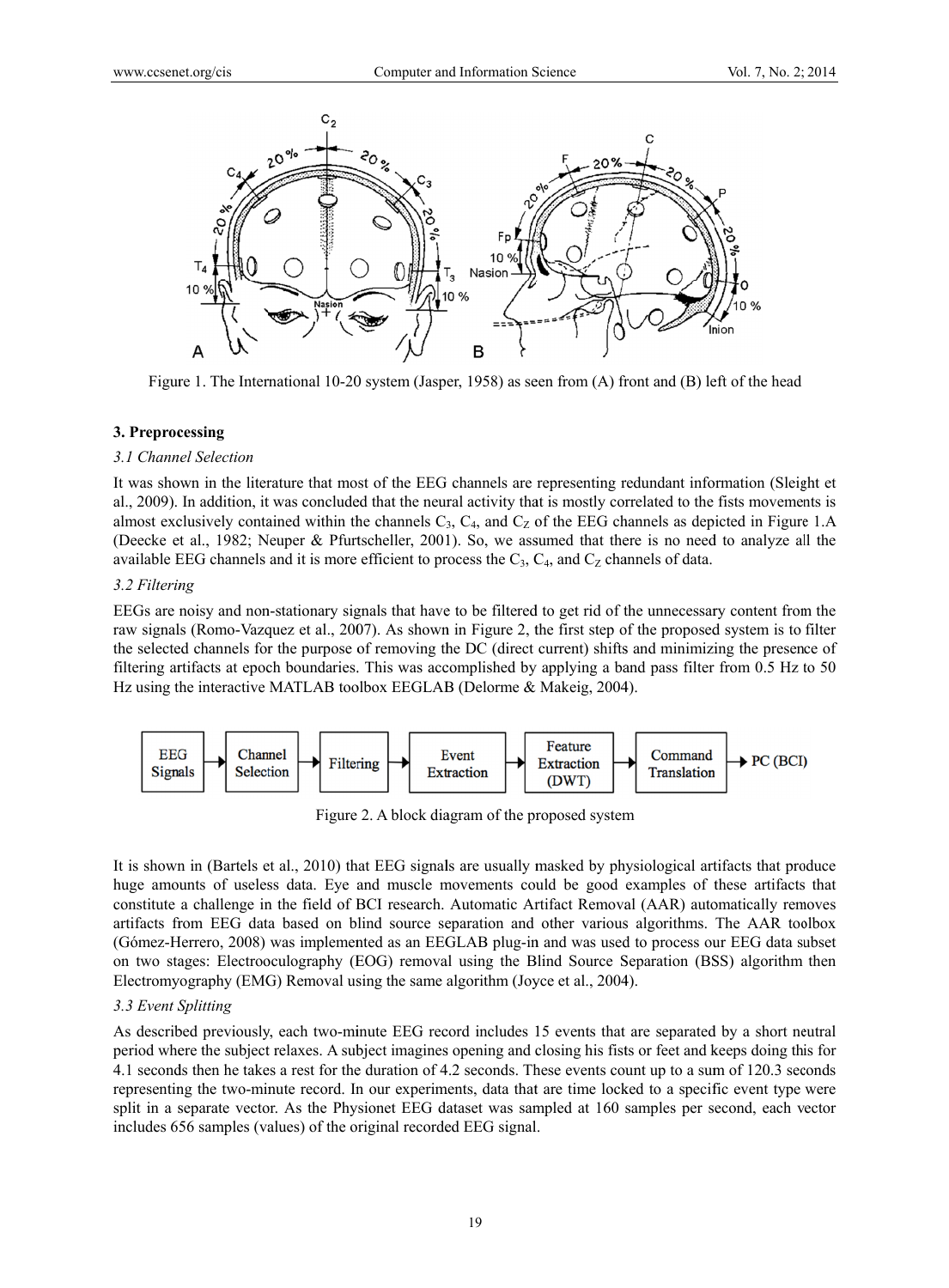Figure 1. The International 10-20 system (Jasper, 1958) as seen from (A) front and (B) left of the head

## 3. Preprocessing

### 3.1 Channel Selection

It was shown in the literature that most of the EEG channels are representing redundant information (Sleight et al., 2009). In addition, it was concluded that the neural activity that is mostly correlated to the fists movements is almost exclusively contained within the channels $C_3$, $C_4$, and $C_Z$ of the EEG channels as depicted in Figure 1.A (Deecke et al., 1982; Neuper & Pfurtscheller, 2001). So, we assumed that there is no need to analyze all the available EEG channels and it is more efficient to process the $C_3$, $C_4$, and $C_Z$ channels of data.

### 3.2 Filtering

EEGs are noisy and non-stationary signals that have to be filtered to get rid of the unnecessary content from the raw signals (Romo-Vazquez et al., 2007). As shown in Figure 2, the first step of the proposed system is to filter the selected channels for the purpose of removing the DC (direct current) shifts and minimizing the presence of filtering artifacts at epoch boundaries. This was accomplished by applying a band pass filter from 0.5 Hz to 50 Hz using the interactive MATLAB toolbox EEGLAB (Delorme & Makeig, 2004).

Figure 2. A block diagram of the proposed system

It is shown in (Bartels et al., 2010) that EEG signals are usually masked by physiological artifacts that produce huge amounts of useless data. Eye and muscle movements could be good examples of these artifacts that constitute a challenge in the field of BCI research. Automatic Artifact Removal (AAR) automatically removes artifacts from EEG data based on blind source separation and other various algorithms. The AAR toolbox (Gómez-Herrero, 2008) was implemented as an EEGLAB plug-in and was used to process our EEG data subset on two stages: Electrooculography (EOG) removal using the Blind Source Separation (BSS) algorithm then Electromyography (EMG) Removal using the same algorithm (Joyce et al., 2004).

### 3.3 Event Splitting

As described previously, each two-minute EEG record includes 15 events that are separated by a short neutral period where the subject relaxes. A subject imagines opening and closing his fists or feet and keeps doing this for 4.1 seconds then he takes a rest for the duration of 4.2 seconds. These events count up to a sum of 120.3 seconds representing the two-minute record. In our experiments, data that are time locked to a specific event type were split in a separate vector. As the Physionet EEG dataset was sampled at 160 samples per second, each vector includes 656 samples (values) of the original recorded EEG signal.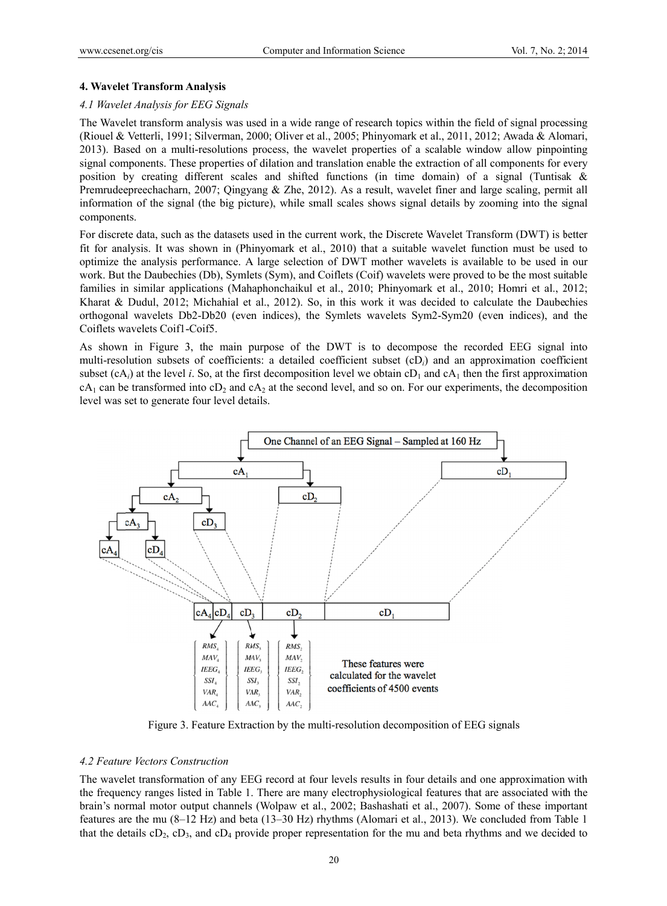### 4. Wavelet Transform Analysis

#### *4.1 Wavelet Analysis for EEG Signals*

The Wavelet transform analysis was used in a wide range of research topics within the field of signal processing (Riouel & Vetterli, 1991; Silverman, 2000; Oliver et al., 2005; Phinyomark et al., 2011, 2012; Awada & Alomari, 2013). Based on a multi-resolutions process, the wavelet properties of a scalable window allow pinpointing signal components. These properties of dilation and translation enable the extraction of all components for every position by creating different scales and shifted functions (in time domain) of a signal (Tuntisak & Premrudeepreechacharn, 2007; Qingyang & Zhe, 2012). As a result, wavelet finer and large scaling, permit all information of the signal (the big picture), while small scales shows signal details by zooming into the signal components.

For discrete data, such as the datasets used in the current work, the Discrete Wavelet Transform (DWT) is better fit for analysis. It was shown in (Phinyomark et al., 2010) that a suitable wavelet function must be used to optimize the analysis performance. A large selection of DWT mother wavelets is available to be used in our work. But the Daubechies (Db), Symlets (Sym), and Coiflets (Coif) wavelets were proved to be the most suitable families in similar applications (Mahaphonchaikul et al., 2010; Phinyomark et al., 2010; Homri et al., 2012; Kharat & Dudul, 2012; Michahial et al., 2012). So, in this work it was decided to calculate the Daubechies orthogonal wavelets Db2-Db20 (even indices), the Symlets wavelets Sym2-Sym20 (even indices), and the Coiflets wavelets Coif1-Coif5.

As shown in Figure 3, the main purpose of the DWT is to decompose the recorded EEG signal into multi-resolution subsets of coefficients: a detailed coefficient subset ($cD_i$) and an approximation coefficient subset ($cA_i$) at the level $i$. So, at the first decomposition level we obtain $cD_1$ and $cA_1$ then the first approximation $cA_1$ can be transformed into $cD_2$ and $cA_2$ at the second level, and so on. For our experiments, the decomposition level was set to generate four level details.

Figure 3. Feature Extraction by the multi-resolution decomposition of EEG signals

#### *4.2 Feature Vectors Construction*

The wavelet transformation of any EEG record at four levels results in four details and one approximation with the frequency ranges listed in Table 1. There are many electrophysiological features that are associated with the brain's normal motor output channels (Wolpaw et al., 2002; Bashashati et al., 2007). Some of these important features are the mu (8–12 Hz) and beta (13–30 Hz) rhythms (Alomari et al., 2013). We concluded from Table 1 that the details $cD_2$, $cD_3$, and $cD_4$ provide proper representation for the mu and beta rhythms and we decided to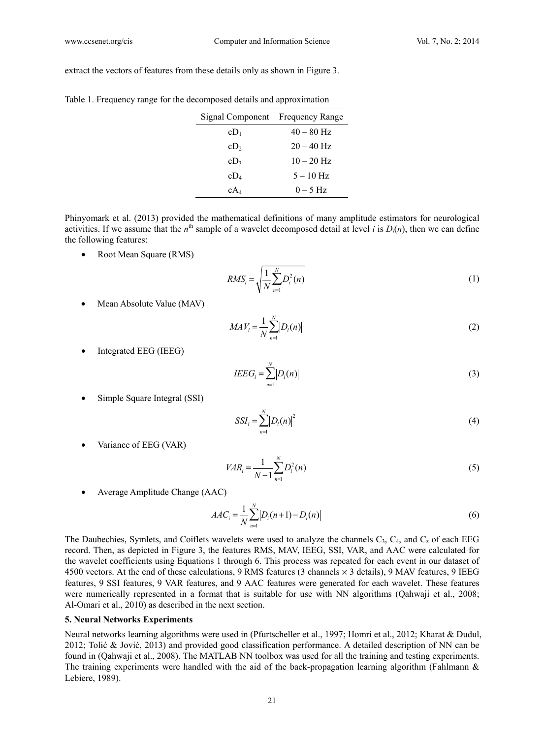extract the vectors of features from these details only as shown in Figure 3.

Table 1. Frequency range for the decomposed details and approximation

| Signal Component | Frequency Range |
|---|---|
| $cD_1$ | 40 – 80 Hz |
| $cD_2$ | 20 – 40 Hz |
| $cD_3$ | 10 – 20 Hz |
| $cD_4$ | 5 – 10 Hz |
| $cA_4$ | 0 – 5 Hz |

Phinyomark et al. (2013) provided the mathematical definitions of many amplitude estimators for neurological activities. If we assume that the $n^{th}$ sample of a wavelet decomposed detail at level $i$ is $D_i(n)$, then we can define the following features:

- Root Mean Square (RMS)

$$RMS_i = \sqrt{\frac{1}{N}\sum_{n=1}^{N} D_i^2(n)} \tag{1}$$

- Mean Absolute Value (MAV)

$$MAV_i = \frac{1}{N}\sum_{n=1}^{N} \left| D_i(n) \right| \tag{2}$$

- Integrated EEG (IEEG)

$$IEEG_i = \sum_{n=1}^{N} \left| D_i(n) \right| \tag{3}$$

- Simple Square Integral (SSI)

$$SSI_i = \sum_{n=1}^{N} \left| D_i(n) \right|^2 \tag{4}$$

- Variance of EEG (VAR)

$$VAR_i = \frac{1}{N-1}\sum_{n=1}^{N} D_i^2(n) \tag{5}$$

- Average Amplitude Change (AAC)

$$AAC_i = \frac{1}{N}\sum_{n=1}^{N} \left| D_i(n+1) - D_i(n) \right| \tag{6}$$

The Daubechies, Symlets, and Coiflets wavelets were used to analyze the channels $C_3$, $C_4$, and $C_z$ of each EEG record. Then, as depicted in Figure 3, the features RMS, MAV, IEEG, SSI, VAR, and AAC were calculated for the wavelet coefficients using Equations 1 through 6. This process was repeated for each event in our dataset of 4500 vectors. At the end of these calculations, 9 RMS features (3 channels $\times$ 3 details), 9 MAV features, 9 IEEG features, 9 SSI features, 9 VAR features, and 9 AAC features were generated for each wavelet. These features were numerically represented in a format that is suitable for use with NN algorithms (Qahwaji et al., 2008; Al-Omari et al., 2010) as described in the next section.

## 5. Neural Networks Experiments

Neural networks learning algorithms were used in (Pfurtscheller et al., 1997; Homri et al., 2012; Kharat & Dudul, 2012; Tolić & Jović, 2013) and provided good classification performance. A detailed description of NN can be found in (Qahwaji et al., 2008). The MATLAB NN toolbox was used for all the training and testing experiments. The training experiments were handled with the aid of the back-propagation learning algorithm (Fahlmann & Lebiere, 1989).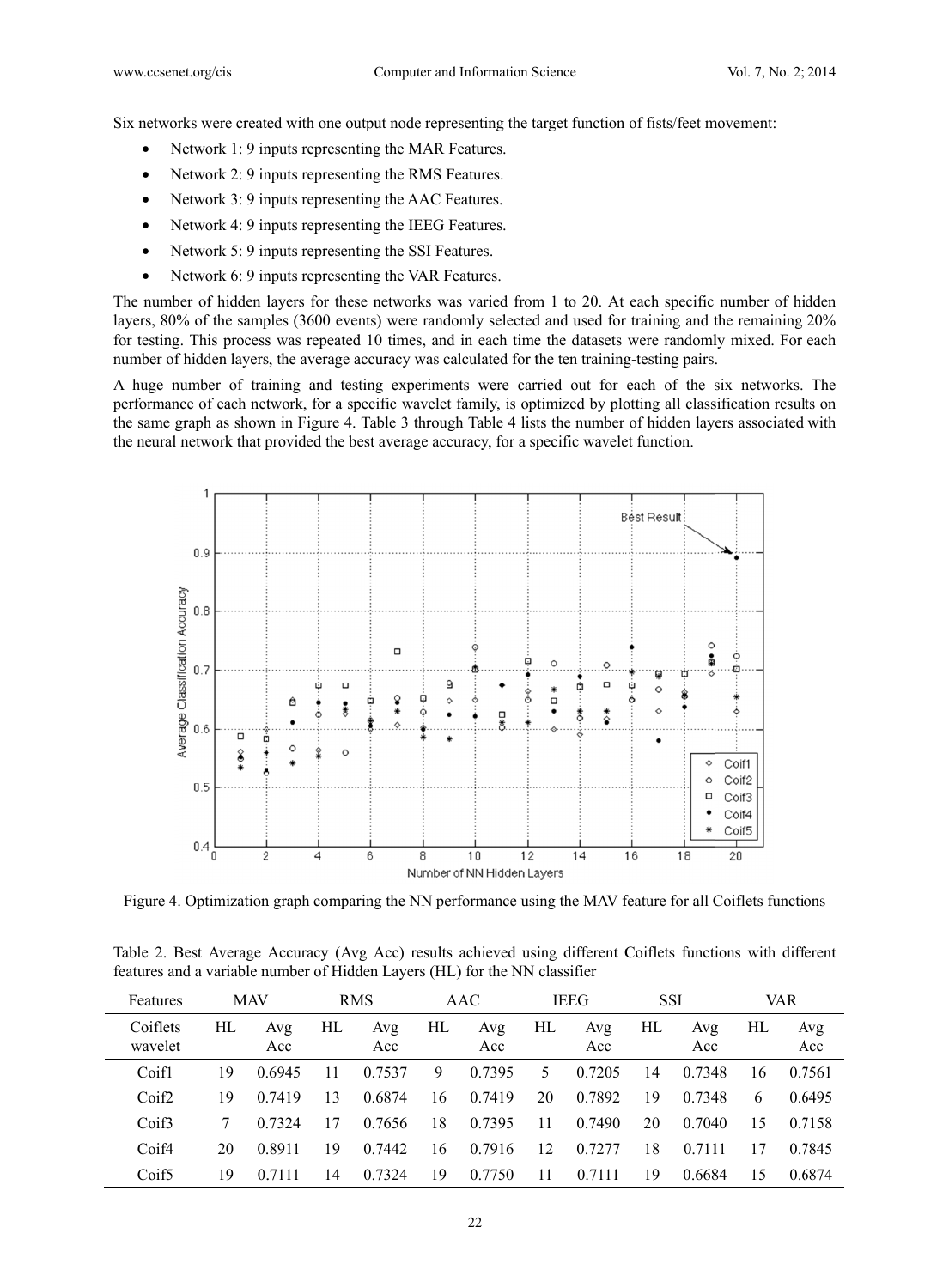Six networks were created with one output node representing the target function of fists/feet movement:

- Network 1: 9 inputs representing the MAR Features.
- Network 2: 9 inputs representing the RMS Features.
- Network 3: 9 inputs representing the AAC Features.
- Network 4: 9 inputs representing the IEEG Features.
- Network 5: 9 inputs representing the SSI Features.
- Network 6: 9 inputs representing the VAR Features.

The number of hidden layers for these networks was varied from 1 to 20. At each specific number of hidden layers, 80% of the samples (3600 events) were randomly selected and used for training and the remaining 20% for testing. This process was repeated 10 times, and in each time the datasets were randomly mixed. For each number of hidden layers, the average accuracy was calculated for the ten training-testing pairs.

A huge number of training and testing experiments were carried out for each of the six networks. The performance of each network, for a specific wavelet family, is optimized by plotting all classification results on the same graph as shown in Figure 4. Table 3 through Table 4 lists the number of hidden layers associated with the neural network that provided the best average accuracy, for a specific wavelet function.

Figure 4. Optimization graph comparing the NN performance using the MAV feature for all Coiflets functions

Table 2. Best Average Accuracy (Avg Acc) results achieved using different Coiflets functions with different features and a variable number of Hidden Layers (HL) for the NN classifier

| Features | MAV | | RMS | | AAC | | IEEG | | SSI | | VAR | |
|---|---|---|---|---|---|---|---|---|---|---|---|---|
| Coiflets wavelet | HL | Avg Acc | HL | Avg Acc | HL | Avg Acc | HL | Avg Acc | HL | Avg Acc | HL | Avg Acc |
| Coif1 | 19 | 0.6945 | 11 | 0.7537 | 9 | 0.7395 | 5 | 0.7205 | 14 | 0.7348 | 16 | 0.7561 |
| Coif2 | 19 | 0.7419 | 13 | 0.6874 | 16 | 0.7419 | 20 | 0.7892 | 19 | 0.7348 | 6 | 0.6495 |
| Coif3 | 7 | 0.7324 | 17 | 0.7656 | 18 | 0.7395 | 11 | 0.7490 | 20 | 0.7040 | 15 | 0.7158 |
| Coif4 | 20 | 0.8911 | 19 | 0.7442 | 16 | 0.7916 | 12 | 0.7277 | 18 | 0.7111 | 17 | 0.7845 |
| Coif5 | 19 | 0.7111 | 14 | 0.7324 | 19 | 0.7750 | 11 | 0.7111 | 19 | 0.6684 | 15 | 0.6874 |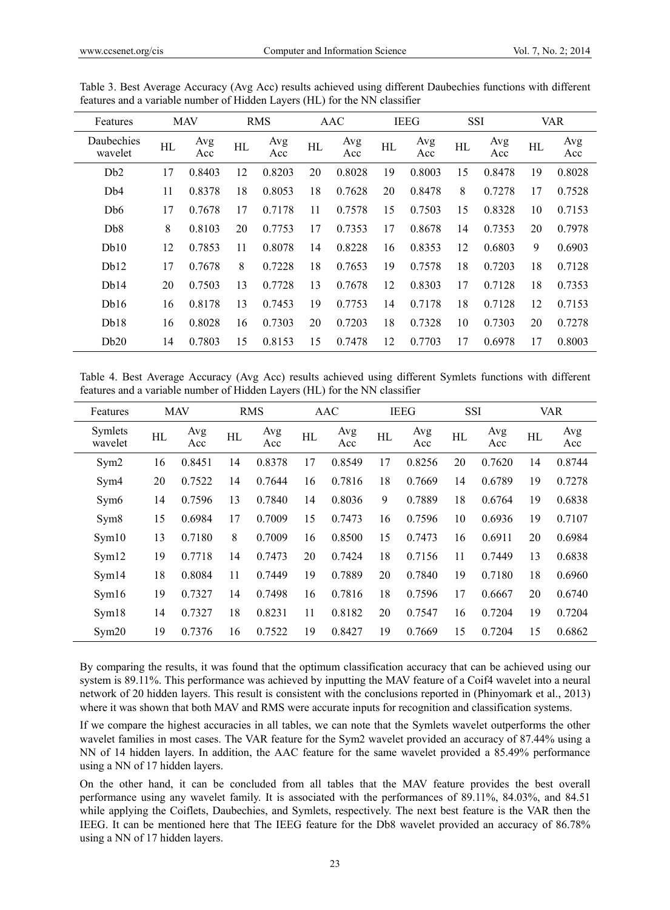Table 3. Best Average Accuracy (Avg Acc) results achieved using different Daubechies functions with different features and a variable number of Hidden Layers (HL) for the NN classifier

| Features | MAV | | RMS | | AAC | | IEEG | | SSI | | VAR | |
|---|---|---|---|---|---|---|---|---|---|---|---|---|
| Daubechies wavelet | HL | Avg Acc | HL | Avg Acc | HL | Avg Acc | HL | Avg Acc | HL | Avg Acc | HL | Avg Acc |
| Db2 | 17 | 0.8403 | 12 | 0.8203 | 20 | 0.8028 | 19 | 0.8003 | 15 | 0.8478 | 19 | 0.8028 |
| Db4 | 11 | 0.8378 | 18 | 0.8053 | 18 | 0.7628 | 20 | 0.8478 | 8 | 0.7278 | 17 | 0.7528 |
| Db6 | 17 | 0.7678 | 17 | 0.7178 | 11 | 0.7578 | 15 | 0.7503 | 15 | 0.8328 | 10 | 0.7153 |
| Db8 | 8 | 0.8103 | 20 | 0.7753 | 17 | 0.7353 | 17 | 0.8678 | 14 | 0.7353 | 20 | 0.7978 |
| Db10 | 12 | 0.7853 | 11 | 0.8078 | 14 | 0.8228 | 16 | 0.8353 | 12 | 0.6803 | 9 | 0.6903 |
| Db12 | 17 | 0.7678 | 8 | 0.7228 | 18 | 0.7653 | 19 | 0.7578 | 18 | 0.7203 | 18 | 0.7128 |
| Db14 | 20 | 0.7503 | 13 | 0.7728 | 13 | 0.7678 | 12 | 0.8303 | 17 | 0.7128 | 18 | 0.7353 |
| Db16 | 16 | 0.8178 | 13 | 0.7453 | 19 | 0.7753 | 14 | 0.7178 | 18 | 0.7128 | 12 | 0.7153 |
| Db18 | 16 | 0.8028 | 16 | 0.7303 | 20 | 0.7203 | 18 | 0.7328 | 10 | 0.7303 | 20 | 0.7278 |
| Db20 | 14 | 0.7803 | 15 | 0.8153 | 15 | 0.7478 | 12 | 0.7703 | 17 | 0.6978 | 17 | 0.8003 |

Table 4. Best Average Accuracy (Avg Acc) results achieved using different Symlets functions with different features and a variable number of Hidden Layers (HL) for the NN classifier

| Features | MAV | | RMS | | AAC | | IEEG | | SSI | | VAR | |
|---|---|---|---|---|---|---|---|---|---|---|---|---|
| Symlets wavelet | HL | Avg Acc | HL | Avg Acc | HL | Avg Acc | HL | Avg Acc | HL | Avg Acc | HL | Avg Acc |
| Sym2 | 16 | 0.8451 | 14 | 0.8378 | 17 | 0.8549 | 17 | 0.8256 | 20 | 0.7620 | 14 | 0.8744 |
| Sym4 | 20 | 0.7522 | 14 | 0.7644 | 16 | 0.7816 | 18 | 0.7669 | 14 | 0.6789 | 19 | 0.7278 |
| Sym6 | 14 | 0.7596 | 13 | 0.7840 | 14 | 0.8036 | 9 | 0.7889 | 18 | 0.6764 | 19 | 0.6838 |
| Sym8 | 15 | 0.6984 | 17 | 0.7009 | 15 | 0.7473 | 16 | 0.7596 | 10 | 0.6936 | 19 | 0.7107 |
| Sym10 | 13 | 0.7180 | 8 | 0.7009 | 16 | 0.8500 | 15 | 0.7473 | 16 | 0.6911 | 20 | 0.6984 |
| Sym12 | 19 | 0.7718 | 14 | 0.7473 | 20 | 0.7424 | 18 | 0.7156 | 11 | 0.7449 | 13 | 0.6838 |
| Sym14 | 18 | 0.8084 | 11 | 0.7449 | 19 | 0.7889 | 20 | 0.7840 | 19 | 0.7180 | 18 | 0.6960 |
| Sym16 | 19 | 0.7327 | 14 | 0.7498 | 16 | 0.7816 | 18 | 0.7596 | 17 | 0.6667 | 20 | 0.6740 |
| Sym18 | 14 | 0.7327 | 18 | 0.8231 | 11 | 0.8182 | 20 | 0.7547 | 16 | 0.7204 | 19 | 0.7204 |
| Sym20 | 19 | 0.7376 | 16 | 0.7522 | 19 | 0.8427 | 19 | 0.7669 | 15 | 0.7204 | 15 | 0.6862 |

By comparing the results, it was found that the optimum classification accuracy that can be achieved using our system is 89.11%. This performance was achieved by inputting the MAV feature of a Coif4 wavelet into a neural network of 20 hidden layers. This result is consistent with the conclusions reported in (Phinyomark et al., 2013) where it was shown that both MAV and RMS were accurate inputs for recognition and classification systems.

If we compare the highest accuracies in all tables, we can note that the Symlets wavelet outperforms the other wavelet families in most cases. The VAR feature for the Sym2 wavelet provided an accuracy of 87.44% using a NN of 14 hidden layers. In addition, the AAC feature for the same wavelet provided a 85.49% performance using a NN of 17 hidden layers.

On the other hand, it can be concluded from all tables that the MAV feature provides the best overall performance using any wavelet family. It is associated with the performances of 89.11%, 84.03%, and 84.51 while applying the Coiflets, Daubechies, and Symlets, respectively. The next best feature is the VAR then the IEEG. It can be mentioned here that The IEEG feature for the Db8 wavelet provided an accuracy of 86.78% using a NN of 17 hidden layers.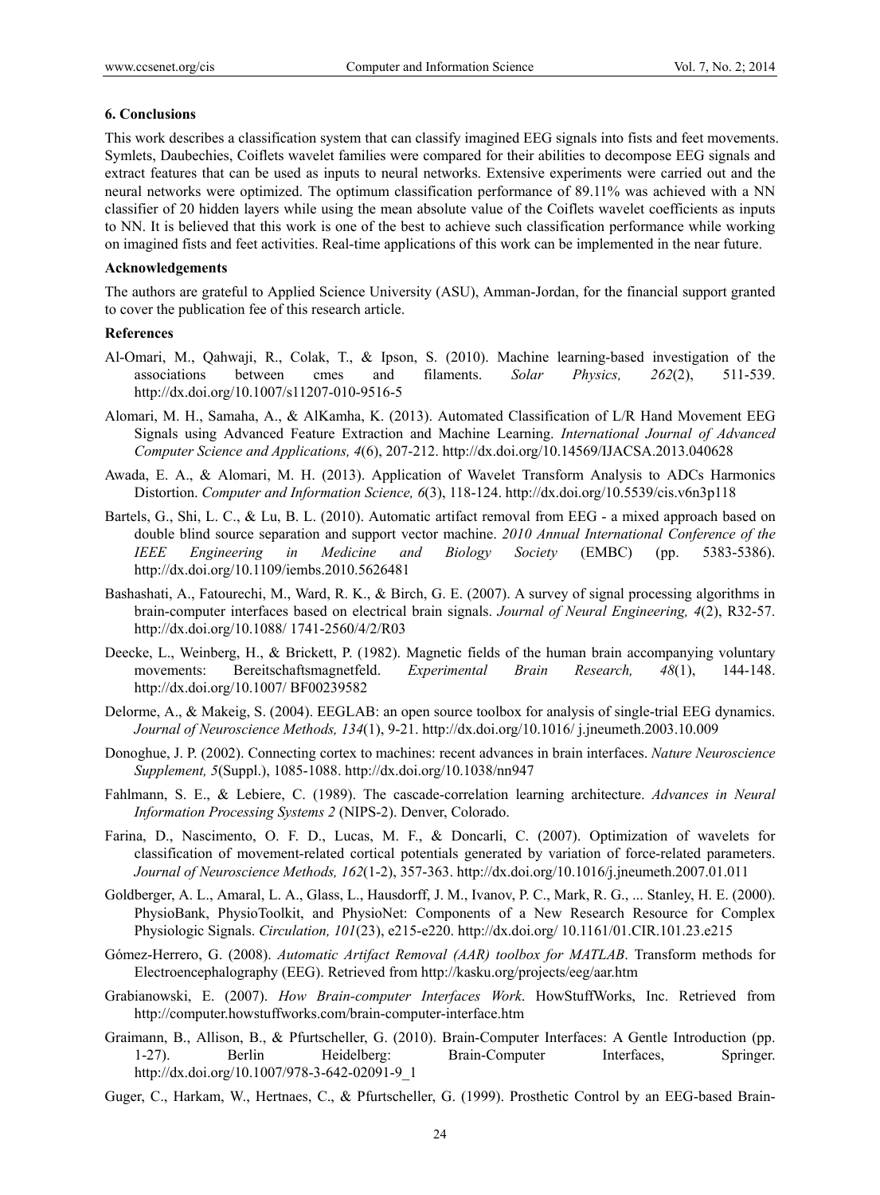### 6. Conclusions

This work describes a classification system that can classify imagined EEG signals into fists and feet movements. Symlets, Daubechies, Coiflets wavelet families were compared for their abilities to decompose EEG signals and extract features that can be used as inputs to neural networks. Extensive experiments were carried out and the neural networks were optimized. The optimum classification performance of 89.11% was achieved with a NN classifier of 20 hidden layers while using the mean absolute value of the Coiflets wavelet coefficients as inputs to NN. It is believed that this work is one of the best to achieve such classification performance while working on imagined fists and feet activities. Real-time applications of this work can be implemented in the near future.

### Acknowledgements

The authors are grateful to Applied Science University (ASU), Amman-Jordan, for the financial support granted to cover the publication fee of this research article.

### References

Al-Omari, M., Qahwaji, R., Colak, T., & Ipson, S. (2010). Machine learning-based investigation of the associations between cmes and filaments. *Solar Physics, 262*(2), 511-539. http://dx.doi.org/10.1007/s11207-010-9516-5

Alomari, M. H., Samaha, A., & AlKamha, K. (2013). Automated Classification of L/R Hand Movement EEG Signals using Advanced Feature Extraction and Machine Learning. *International Journal of Advanced Computer Science and Applications, 4*(6), 207-212. http://dx.doi.org/10.14569/IJACSA.2013.040628

Awada, E. A., & Alomari, M. H. (2013). Application of Wavelet Transform Analysis to ADCs Harmonics Distortion. *Computer and Information Science, 6*(3), 118-124. http://dx.doi.org/10.5539/cis.v6n3p118

Bartels, G., Shi, L. C., & Lu, B. L. (2010). Automatic artifact removal from EEG - a mixed approach based on double blind source separation and support vector machine. *2010 Annual International Conference of the IEEE Engineering in Medicine and Biology Society* (EMBC) (pp. 5383-5386). http://dx.doi.org/10.1109/iembs.2010.5626481

Bashashati, A., Fatourechi, M., Ward, R. K., & Birch, G. E. (2007). A survey of signal processing algorithms in brain-computer interfaces based on electrical brain signals. *Journal of Neural Engineering, 4*(2), R32-57. http://dx.doi.org/10.1088/ 1741-2560/4/2/R03

Deecke, L., Weinberg, H., & Brickett, P. (1982). Magnetic fields of the human brain accompanying voluntary movements: Bereitschaftsmagnetfeld. *Experimental Brain Research, 48*(1), 144-148. http://dx.doi.org/10.1007/ BF00239582

Delorme, A., & Makeig, S. (2004). EEGLAB: an open source toolbox for analysis of single-trial EEG dynamics. *Journal of Neuroscience Methods, 134*(1), 9-21. http://dx.doi.org/10.1016/ j.jneumeth.2003.10.009

Donoghue, J. P. (2002). Connecting cortex to machines: recent advances in brain interfaces. *Nature Neuroscience Supplement, 5*(Suppl.), 1085-1088. http://dx.doi.org/10.1038/nn947

Fahlmann, S. E., & Lebiere, C. (1989). The cascade-correlation learning architecture. *Advances in Neural Information Processing Systems 2* (NIPS-2). Denver, Colorado.

Farina, D., Nascimento, O. F. D., Lucas, M. F., & Doncarli, C. (2007). Optimization of wavelets for classification of movement-related cortical potentials generated by variation of force-related parameters. *Journal of Neuroscience Methods, 162*(1-2), 357-363. http://dx.doi.org/10.1016/j.jneumeth.2007.01.011

Goldberger, A. L., Amaral, L. A., Glass, L., Hausdorff, J. M., Ivanov, P. C., Mark, R. G., ... Stanley, H. E. (2000). PhysioBank, PhysioToolkit, and PhysioNet: Components of a New Research Resource for Complex Physiologic Signals. *Circulation, 101*(23), e215-e220. http://dx.doi.org/ 10.1161/01.CIR.101.23.e215

Gómez-Herrero, G. (2008). *Automatic Artifact Removal (AAR) toolbox for MATLAB*. Transform methods for Electroencephalography (EEG). Retrieved from http://kasku.org/projects/eeg/aar.htm

Grabianowski, E. (2007). *How Brain-computer Interfaces Work*. HowStuffWorks, Inc. Retrieved from http://computer.howstuffworks.com/brain-computer-interface.htm

Graimann, B., Allison, B., & Pfurtscheller, G. (2010). Brain-Computer Interfaces: A Gentle Introduction (pp. 1-27). Berlin Heidelberg: Brain-Computer Interfaces, Springer. http://dx.doi.org/10.1007/978-3-642-02091-9_1

Guger, C., Harkam, W., Hertnaes, C., & Pfurtscheller, G. (1999). Prosthetic Control by an EEG-based Brain-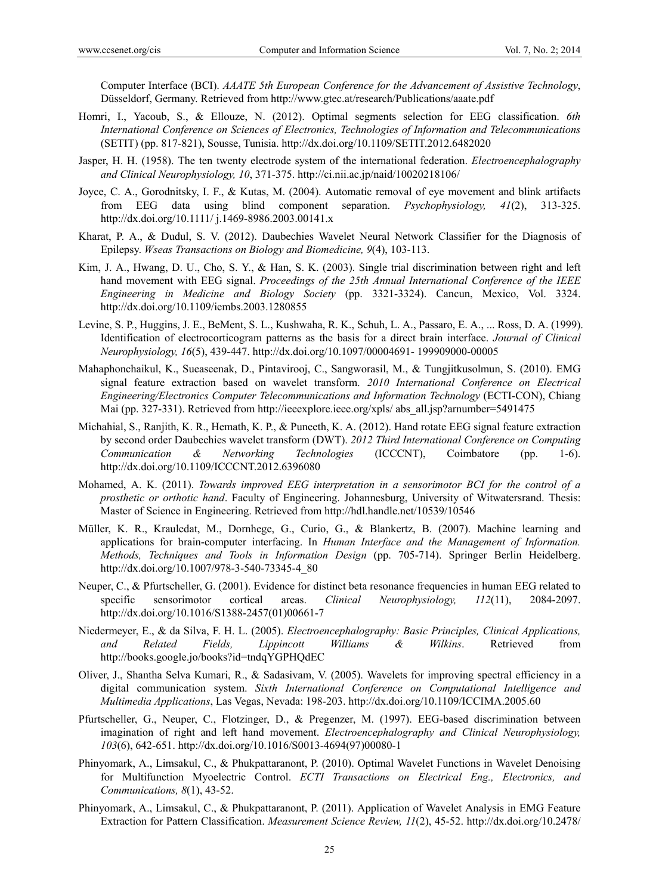Computer Interface (BCI). *AAATE 5th European Conference for the Advancement of Assistive Technology*, Düsseldorf, Germany. Retrieved from http://www.gtec.at/research/Publications/aaate.pdf

Homri, I., Yacoub, S., & Ellouze, N. (2012). Optimal segments selection for EEG classification. *6th International Conference on Sciences of Electronics, Technologies of Information and Telecommunications* (SETIT) (pp. 817-821), Sousse, Tunisia. http://dx.doi.org/10.1109/SETIT.2012.6482020

Jasper, H. H. (1958). The ten twenty electrode system of the international federation. *Electroencephalography and Clinical Neurophysiology, 10*, 371-375. http://ci.nii.ac.jp/naid/10020218106/

Joyce, C. A., Gorodnitsky, I. F., & Kutas, M. (2004). Automatic removal of eye movement and blink artifacts from EEG data using blind component separation. *Psychophysiology, 41*(2), 313-325. http://dx.doi.org/10.1111/ j.1469-8986.2003.00141.x

Kharat, P. A., & Dudul, S. V. (2012). Daubechies Wavelet Neural Network Classifier for the Diagnosis of Epilepsy. *Wseas Transactions on Biology and Biomedicine, 9*(4), 103-113.

Kim, J. A., Hwang, D. U., Cho, S. Y., & Han, S. K. (2003). Single trial discrimination between right and left hand movement with EEG signal. *Proceedings of the 25th Annual International Conference of the IEEE Engineering in Medicine and Biology Society* (pp. 3321-3324). Cancun, Mexico, Vol. 3324. http://dx.doi.org/10.1109/iembs.2003.1280855

Levine, S. P., Huggins, J. E., BeMent, S. L., Kushwaha, R. K., Schuh, L. A., Passaro, E. A., ... Ross, D. A. (1999). Identification of electrocorticogram patterns as the basis for a direct brain interface. *Journal of Clinical Neurophysiology, 16*(5), 439-447. http://dx.doi.org/10.1097/00004691- 199909000-00005

Mahaphonchaikul, K., Sueaseenak, D., Pintavirooj, C., Sangworasil, M., & Tungjitkusolmun, S. (2010). EMG signal feature extraction based on wavelet transform. *2010 International Conference on Electrical Engineering/Electronics Computer Telecommunications and Information Technology* (ECTI-CON), Chiang Mai (pp. 327-331). Retrieved from http://ieeexplore.ieee.org/xpls/ abs_all.jsp?arnumber=5491475

Michahial, S., Ranjith, K. R., Hemath, K. P., & Puneeth, K. A. (2012). Hand rotate EEG signal feature extraction by second order Daubechies wavelet transform (DWT). *2012 Third International Conference on Computing Communication & Networking Technologies* (ICCCNT), Coimbatore (pp. 1-6). http://dx.doi.org/10.1109/ICCCNT.2012.6396080

Mohamed, A. K. (2011). *Towards improved EEG interpretation in a sensorimotor BCI for the control of a prosthetic or orthotic hand*. Faculty of Engineering. Johannesburg, University of Witwatersrand. Thesis: Master of Science in Engineering. Retrieved from http://hdl.handle.net/10539/10546

Müller, K. R., Krauledat, M., Dornhege, G., Curio, G., & Blankertz, B. (2007). Machine learning and applications for brain-computer interfacing. In *Human Interface and the Management of Information. Methods, Techniques and Tools in Information Design* (pp. 705-714). Springer Berlin Heidelberg. http://dx.doi.org/10.1007/978-3-540-73345-4_80

Neuper, C., & Pfurtscheller, G. (2001). Evidence for distinct beta resonance frequencies in human EEG related to specific sensorimotor cortical areas. *Clinical Neurophysiology, 112*(11), 2084-2097. http://dx.doi.org/10.1016/S1388-2457(01)00661-7

Niedermeyer, E., & da Silva, F. H. L. (2005). *Electroencephalography: Basic Principles, Clinical Applications, and Related Fields, Lippincott Williams & Wilkins*. Retrieved from http://books.google.jo/books?id=tndqYGPHQdEC

Oliver, J., Shantha Selva Kumari, R., & Sadasivam, V. (2005). Wavelets for improving spectral efficiency in a digital communication system. *Sixth International Conference on Computational Intelligence and Multimedia Applications*, Las Vegas, Nevada: 198-203. http://dx.doi.org/10.1109/ICCIMA.2005.60

Pfurtscheller, G., Neuper, C., Flotzinger, D., & Pregenzer, M. (1997). EEG-based discrimination between imagination of right and left hand movement. *Electroencephalography and Clinical Neurophysiology, 103*(6), 642-651. http://dx.doi.org/10.1016/S0013-4694(97)00080-1

Phinyomark, A., Limsakul, C., & Phukpattaranont, P. (2010). Optimal Wavelet Functions in Wavelet Denoising for Multifunction Myoelectric Control. *ECTI Transactions on Electrical Eng., Electronics, and Communications, 8*(1), 43-52.

Phinyomark, A., Limsakul, C., & Phukpattaranont, P. (2011). Application of Wavelet Analysis in EMG Feature Extraction for Pattern Classification. *Measurement Science Review, 11*(2), 45-52. http://dx.doi.org/10.2478/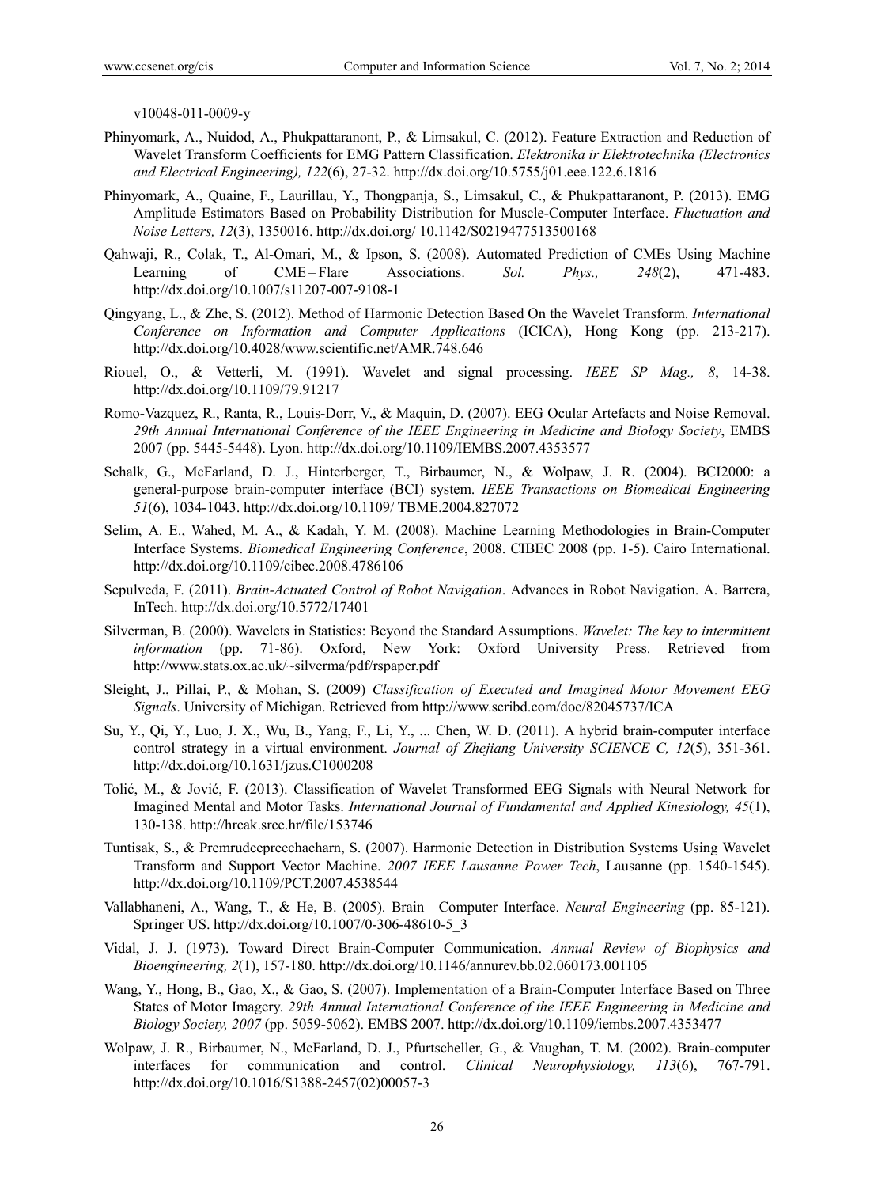v10048-011-0009-y

Phinyomark, A., Nuidod, A., Phukpattaranont, P., & Limsakul, C. (2012). Feature Extraction and Reduction of Wavelet Transform Coefficients for EMG Pattern Classification. *Elektronika ir Elektrotechnika (Electronics and Electrical Engineering), 122*(6), 27-32. http://dx.doi.org/10.5755/j01.eee.122.6.1816

Phinyomark, A., Quaine, F., Laurillau, Y., Thongpanja, S., Limsakul, C., & Phukpattaranont, P. (2013). EMG Amplitude Estimators Based on Probability Distribution for Muscle-Computer Interface. *Fluctuation and Noise Letters, 12*(3), 1350016. http://dx.doi.org/ 10.1142/S0219477513500168

Qahwaji, R., Colak, T., Al-Omari, M., & Ipson, S. (2008). Automated Prediction of CMEs Using Machine Learning of CME – Flare Associations. *Sol. Phys., 248*(2), 471-483. http://dx.doi.org/10.1007/s11207-007-9108-1

Qingyang, L., & Zhe, S. (2012). Method of Harmonic Detection Based On the Wavelet Transform. *International Conference on Information and Computer Applications* (ICICA), Hong Kong (pp. 213-217). http://dx.doi.org/10.4028/www.scientific.net/AMR.748.646

Riouel, O., & Vetterli, M. (1991). Wavelet and signal processing. *IEEE SP Mag., 8*, 14-38. http://dx.doi.org/10.1109/79.91217

Romo-Vazquez, R., Ranta, R., Louis-Dorr, V., & Maquin, D. (2007). EEG Ocular Artefacts and Noise Removal. *29th Annual International Conference of the IEEE Engineering in Medicine and Biology Society*, EMBS 2007 (pp. 5445-5448). Lyon. http://dx.doi.org/10.1109/IEMBS.2007.4353577

Schalk, G., McFarland, D. J., Hinterberger, T., Birbaumer, N., & Wolpaw, J. R. (2004). BCI2000: a general-purpose brain-computer interface (BCI) system. *IEEE Transactions on Biomedical Engineering 51*(6), 1034-1043. http://dx.doi.org/10.1109/ TBME.2004.827072

Selim, A. E., Wahed, M. A., & Kadah, Y. M. (2008). Machine Learning Methodologies in Brain-Computer Interface Systems. *Biomedical Engineering Conference*, 2008. CIBEC 2008 (pp. 1-5). Cairo International. http://dx.doi.org/10.1109/cibec.2008.4786106

Sepulveda, F. (2011). *Brain-Actuated Control of Robot Navigation*. Advances in Robot Navigation. A. Barrera, InTech. http://dx.doi.org/10.5772/17401

Silverman, B. (2000). Wavelets in Statistics: Beyond the Standard Assumptions. *Wavelet: The key to intermittent information* (pp. 71-86). Oxford, New York: Oxford University Press. Retrieved from http://www.stats.ox.ac.uk/~silverma/pdf/rspaper.pdf

Sleight, J., Pillai, P., & Mohan, S. (2009) *Classification of Executed and Imagined Motor Movement EEG Signals*. University of Michigan. Retrieved from http://www.scribd.com/doc/82045737/ICA

Su, Y., Qi, Y., Luo, J. X., Wu, B., Yang, F., Li, Y., ... Chen, W. D. (2011). A hybrid brain-computer interface control strategy in a virtual environment. *Journal of Zhejiang University SCIENCE C, 12*(5), 351-361. http://dx.doi.org/10.1631/jzus.C1000208

Tolić, M., & Jović, F. (2013). Classification of Wavelet Transformed EEG Signals with Neural Network for Imagined Mental and Motor Tasks. *International Journal of Fundamental and Applied Kinesiology, 45*(1), 130-138. http://hrcak.srce.hr/file/153746

Tuntisak, S., & Premrudeepreechacharn, S. (2007). Harmonic Detection in Distribution Systems Using Wavelet Transform and Support Vector Machine. *2007 IEEE Lausanne Power Tech*, Lausanne (pp. 1540-1545). http://dx.doi.org/10.1109/PCT.2007.4538544

Vallabhaneni, A., Wang, T., & He, B. (2005). Brain—Computer Interface. *Neural Engineering* (pp. 85-121). Springer US. http://dx.doi.org/10.1007/0-306-48610-5_3

Vidal, J. J. (1973). Toward Direct Brain-Computer Communication. *Annual Review of Biophysics and Bioengineering, 2*(1), 157-180. http://dx.doi.org/10.1146/annurev.bb.02.060173.001105

Wang, Y., Hong, B., Gao, X., & Gao, S. (2007). Implementation of a Brain-Computer Interface Based on Three States of Motor Imagery. *29th Annual International Conference of the IEEE Engineering in Medicine and Biology Society, 2007* (pp. 5059-5062). EMBS 2007. http://dx.doi.org/10.1109/iembs.2007.4353477

Wolpaw, J. R., Birbaumer, N., McFarland, D. J., Pfurtscheller, G., & Vaughan, T. M. (2002). Brain-computer interfaces for communication and control. *Clinical Neurophysiology, 113*(6), 767-791. http://dx.doi.org/10.1016/S1388-2457(02)00057-3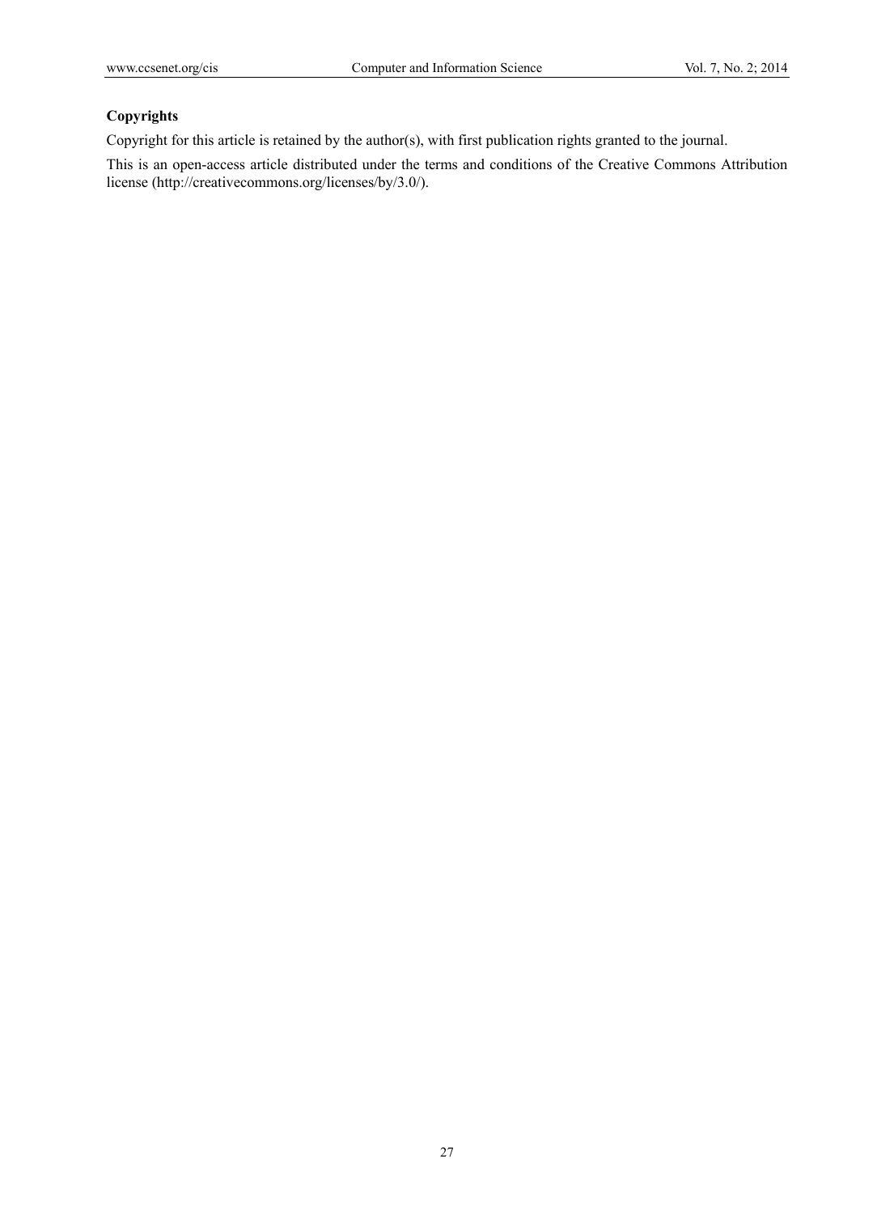**Copyrights**

Copyright for this article is retained by the author(s), with first publication rights granted to the journal.

This is an open-access article distributed under the terms and conditions of the Creative Commons Attribution license (http://creativecommons.org/licenses/by/3.0/).